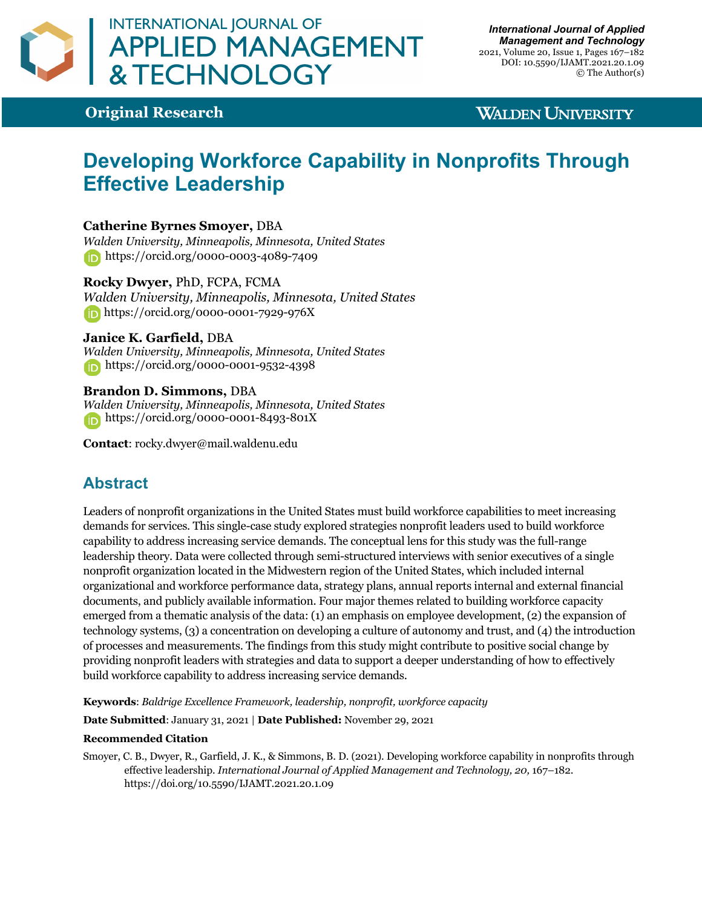Original Research

# Developing Workforce Capability in Nonprofits Through Effective Leadership

**Catherine Byrnes Smoyer,** DBA
*Walden University, Minneapolis, Minnesota, United States*
https://orcid.org/0000-0003-4089-7409

**Rocky Dwyer,** PhD, FCPA, FCMA
*Walden University, Minneapolis, Minnesota, United States*
https://orcid.org/0000-0001-7929-976X

**Janice K. Garfield,** DBA
*Walden University, Minneapolis, Minnesota, United States*
https://orcid.org/0000-0001-9532-4398

**Brandon D. Simmons,** DBA
*Walden University, Minneapolis, Minnesota, United States*
https://orcid.org/0000-0001-8493-801X

**Contact**: rocky.dwyer@mail.waldenu.edu

## Abstract

Leaders of nonprofit organizations in the United States must build workforce capabilities to meet increasing demands for services. This single-case study explored strategies nonprofit leaders used to build workforce capability to address increasing service demands. The conceptual lens for this study was the full-range leadership theory. Data were collected through semi-structured interviews with senior executives of a single nonprofit organization located in the Midwestern region of the United States, which included internal organizational and workforce performance data, strategy plans, annual reports internal and external financial documents, and publicly available information. Four major themes related to building workforce capacity emerged from a thematic analysis of the data: (1) an emphasis on employee development, (2) the expansion of technology systems, (3) a concentration on developing a culture of autonomy and trust, and (4) the introduction of processes and measurements. The findings from this study might contribute to positive social change by providing nonprofit leaders with strategies and data to support a deeper understanding of how to effectively build workforce capability to address increasing service demands.

**Keywords**: *Baldrige Excellence Framework, leadership, nonprofit, workforce capacity*

**Date Submitted**: January 31, 2021 | **Date Published:** November 29, 2021

**Recommended Citation**

Smoyer, C. B., Dwyer, R., Garfield, J. K., & Simmons, B. D. (2021). Developing workforce capability in nonprofits through effective leadership. *International Journal of Applied Management and Technology, 20,* 167–182. https://doi.org/10.5590/IJAMT.2021.20.1.09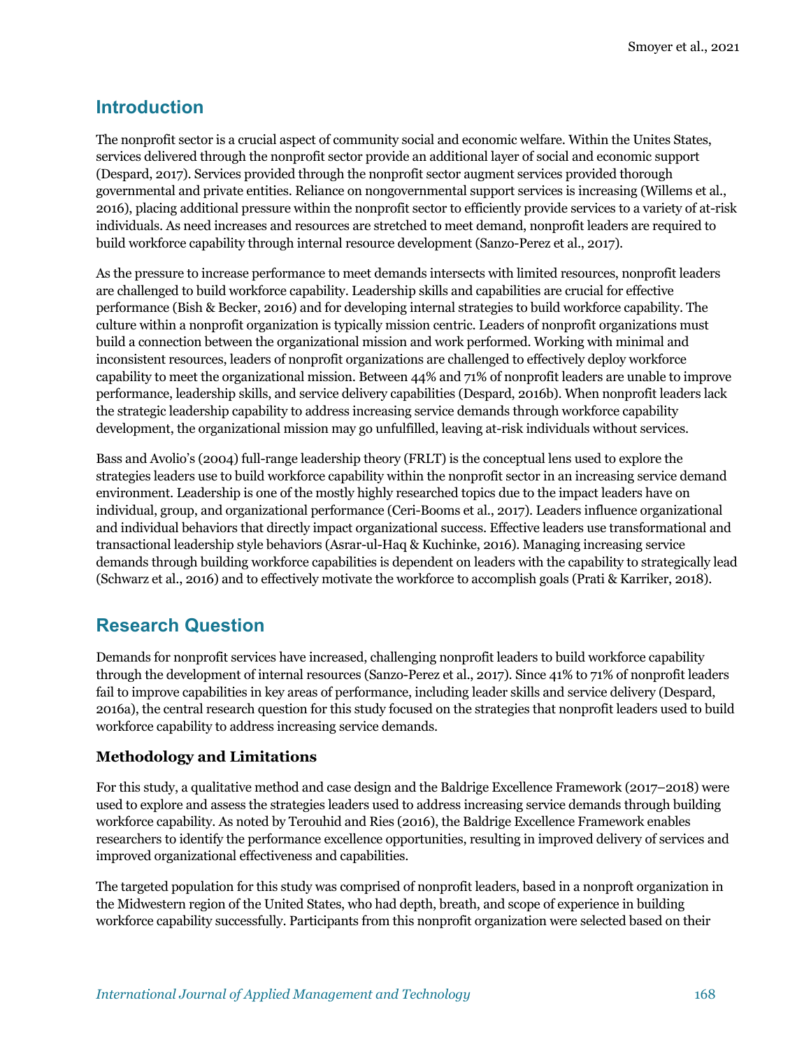## Introduction

The nonprofit sector is a crucial aspect of community social and economic welfare. Within the Unites States, services delivered through the nonprofit sector provide an additional layer of social and economic support (Despard, 2017). Services provided through the nonprofit sector augment services provided thorough governmental and private entities. Reliance on nongovernmental support services is increasing (Willems et al., 2016), placing additional pressure within the nonprofit sector to efficiently provide services to a variety of at-risk individuals. As need increases and resources are stretched to meet demand, nonprofit leaders are required to build workforce capability through internal resource development (Sanzo-Perez et al., 2017).

As the pressure to increase performance to meet demands intersects with limited resources, nonprofit leaders are challenged to build workforce capability. Leadership skills and capabilities are crucial for effective performance (Bish & Becker, 2016) and for developing internal strategies to build workforce capability. The culture within a nonprofit organization is typically mission centric. Leaders of nonprofit organizations must build a connection between the organizational mission and work performed. Working with minimal and inconsistent resources, leaders of nonprofit organizations are challenged to effectively deploy workforce capability to meet the organizational mission. Between 44% and 71% of nonprofit leaders are unable to improve performance, leadership skills, and service delivery capabilities (Despard, 2016b). When nonprofit leaders lack the strategic leadership capability to address increasing service demands through workforce capability development, the organizational mission may go unfulfilled, leaving at-risk individuals without services.

Bass and Avolio's (2004) full-range leadership theory (FRLT) is the conceptual lens used to explore the strategies leaders use to build workforce capability within the nonprofit sector in an increasing service demand environment. Leadership is one of the mostly highly researched topics due to the impact leaders have on individual, group, and organizational performance (Ceri-Booms et al., 2017). Leaders influence organizational and individual behaviors that directly impact organizational success. Effective leaders use transformational and transactional leadership style behaviors (Asrar-ul-Haq & Kuchinke, 2016). Managing increasing service demands through building workforce capabilities is dependent on leaders with the capability to strategically lead (Schwarz et al., 2016) and to effectively motivate the workforce to accomplish goals (Prati & Karriker, 2018).

## Research Question

Demands for nonprofit services have increased, challenging nonprofit leaders to build workforce capability through the development of internal resources (Sanzo-Perez et al., 2017). Since 41% to 71% of nonprofit leaders fail to improve capabilities in key areas of performance, including leader skills and service delivery (Despard, 2016a), the central research question for this study focused on the strategies that nonprofit leaders used to build workforce capability to address increasing service demands.

### Methodology and Limitations

For this study, a qualitative method and case design and the Baldrige Excellence Framework (2017–2018) were used to explore and assess the strategies leaders used to address increasing service demands through building workforce capability. As noted by Terouhid and Ries (2016), the Baldrige Excellence Framework enables researchers to identify the performance excellence opportunities, resulting in improved delivery of services and improved organizational effectiveness and capabilities.

The targeted population for this study was comprised of nonprofit leaders, based in a nonprofit organization in the Midwestern region of the United States, who had depth, breath, and scope of experience in building workforce capability successfully. Participants from this nonprofit organization were selected based on their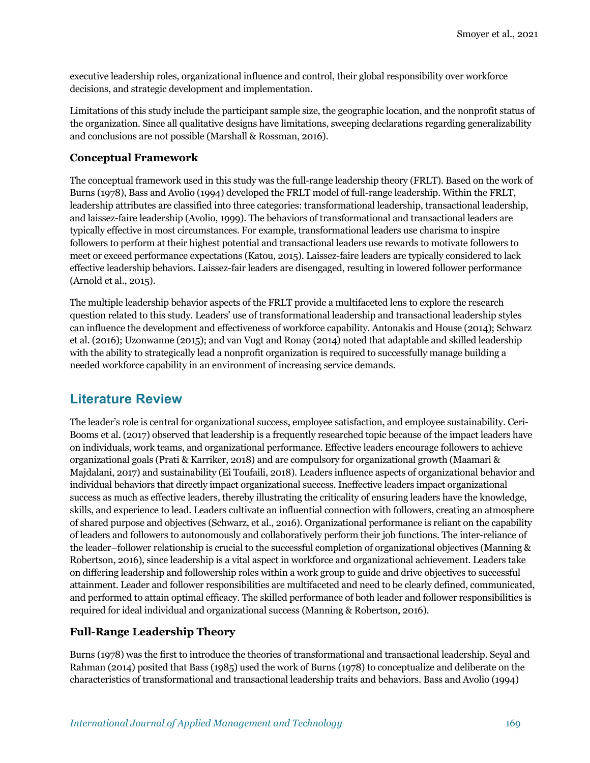executive leadership roles, organizational influence and control, their global responsibility over workforce decisions, and strategic development and implementation.

Limitations of this study include the participant sample size, the geographic location, and the nonprofit status of the organization. Since all qualitative designs have limitations, sweeping declarations regarding generalizability and conclusions are not possible (Marshall & Rossman, 2016).

### Conceptual Framework

The conceptual framework used in this study was the full-range leadership theory (FRLT). Based on the work of Burns (1978), Bass and Avolio (1994) developed the FRLT model of full-range leadership. Within the FRLT, leadership attributes are classified into three categories: transformational leadership, transactional leadership, and laissez-faire leadership (Avolio, 1999). The behaviors of transformational and transactional leaders are typically effective in most circumstances. For example, transformational leaders use charisma to inspire followers to perform at their highest potential and transactional leaders use rewards to motivate followers to meet or exceed performance expectations (Katou, 2015). Laissez-faire leaders are typically considered to lack effective leadership behaviors. Laissez-fair leaders are disengaged, resulting in lowered follower performance (Arnold et al., 2015).

The multiple leadership behavior aspects of the FRLT provide a multifaceted lens to explore the research question related to this study. Leaders' use of transformational leadership and transactional leadership styles can influence the development and effectiveness of workforce capability. Antonakis and House (2014); Schwarz et al. (2016); Uzonwanne (2015); and van Vugt and Ronay (2014) noted that adaptable and skilled leadership with the ability to strategically lead a nonprofit organization is required to successfully manage building a needed workforce capability in an environment of increasing service demands.

## Literature Review

The leader's role is central for organizational success, employee satisfaction, and employee sustainability. Ceri-Booms et al. (2017) observed that leadership is a frequently researched topic because of the impact leaders have on individuals, work teams, and organizational performance. Effective leaders encourage followers to achieve organizational goals (Prati & Karriker, 2018) and are compulsory for organizational growth (Maamari & Majdalani, 2017) and sustainability (Ei Toufaili, 2018). Leaders influence aspects of organizational behavior and individual behaviors that directly impact organizational success. Ineffective leaders impact organizational success as much as effective leaders, thereby illustrating the criticality of ensuring leaders have the knowledge, skills, and experience to lead. Leaders cultivate an influential connection with followers, creating an atmosphere of shared purpose and objectives (Schwarz, et al., 2016). Organizational performance is reliant on the capability of leaders and followers to autonomously and collaboratively perform their job functions. The inter-reliance of the leader–follower relationship is crucial to the successful completion of organizational objectives (Manning & Robertson, 2016), since leadership is a vital aspect in workforce and organizational achievement. Leaders take on differing leadership and followership roles within a work group to guide and drive objectives to successful attainment. Leader and follower responsibilities are multifaceted and need to be clearly defined, communicated, and performed to attain optimal efficacy. The skilled performance of both leader and follower responsibilities is required for ideal individual and organizational success (Manning & Robertson, 2016).

### Full-Range Leadership Theory

Burns (1978) was the first to introduce the theories of transformational and transactional leadership. Seyal and Rahman (2014) posited that Bass (1985) used the work of Burns (1978) to conceptualize and deliberate on the characteristics of transformational and transactional leadership traits and behaviors. Bass and Avolio (1994)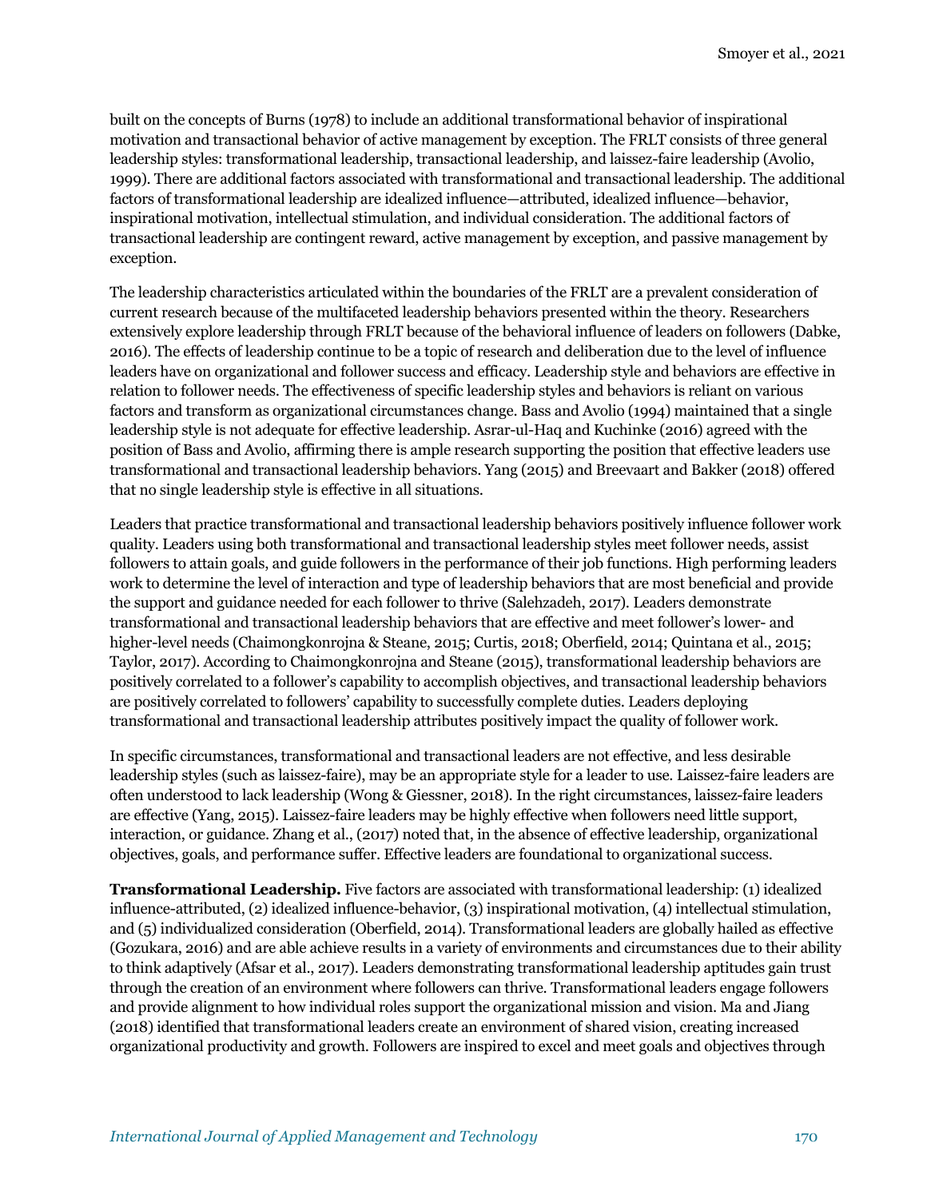built on the concepts of Burns (1978) to include an additional transformational behavior of inspirational motivation and transactional behavior of active management by exception. The FRLT consists of three general leadership styles: transformational leadership, transactional leadership, and laissez-faire leadership (Avolio, 1999). There are additional factors associated with transformational and transactional leadership. The additional factors of transformational leadership are idealized influence—attributed, idealized influence—behavior, inspirational motivation, intellectual stimulation, and individual consideration. The additional factors of transactional leadership are contingent reward, active management by exception, and passive management by exception.

The leadership characteristics articulated within the boundaries of the FRLT are a prevalent consideration of current research because of the multifaceted leadership behaviors presented within the theory. Researchers extensively explore leadership through FRLT because of the behavioral influence of leaders on followers (Dabke, 2016). The effects of leadership continue to be a topic of research and deliberation due to the level of influence leaders have on organizational and follower success and efficacy. Leadership style and behaviors are effective in relation to follower needs. The effectiveness of specific leadership styles and behaviors is reliant on various factors and transform as organizational circumstances change. Bass and Avolio (1994) maintained that a single leadership style is not adequate for effective leadership. Asrar-ul-Haq and Kuchinke (2016) agreed with the position of Bass and Avolio, affirming there is ample research supporting the position that effective leaders use transformational and transactional leadership behaviors. Yang (2015) and Breevaart and Bakker (2018) offered that no single leadership style is effective in all situations.

Leaders that practice transformational and transactional leadership behaviors positively influence follower work quality. Leaders using both transformational and transactional leadership styles meet follower needs, assist followers to attain goals, and guide followers in the performance of their job functions. High performing leaders work to determine the level of interaction and type of leadership behaviors that are most beneficial and provide the support and guidance needed for each follower to thrive (Salehzadeh, 2017). Leaders demonstrate transformational and transactional leadership behaviors that are effective and meet follower's lower- and higher-level needs (Chaimongkonrojna & Steane, 2015; Curtis, 2018; Oberfield, 2014; Quintana et al., 2015; Taylor, 2017). According to Chaimongkonrojna and Steane (2015), transformational leadership behaviors are positively correlated to a follower's capability to accomplish objectives, and transactional leadership behaviors are positively correlated to followers' capability to successfully complete duties. Leaders deploying transformational and transactional leadership attributes positively impact the quality of follower work.

In specific circumstances, transformational and transactional leaders are not effective, and less desirable leadership styles (such as laissez-faire), may be an appropriate style for a leader to use. Laissez-faire leaders are often understood to lack leadership (Wong & Giessner, 2018). In the right circumstances, laissez-faire leaders are effective (Yang, 2015). Laissez-faire leaders may be highly effective when followers need little support, interaction, or guidance. Zhang et al., (2017) noted that, in the absence of effective leadership, organizational objectives, goals, and performance suffer. Effective leaders are foundational to organizational success.

**Transformational Leadership.** Five factors are associated with transformational leadership: (1) idealized influence-attributed, (2) idealized influence-behavior, (3) inspirational motivation, (4) intellectual stimulation, and (5) individualized consideration (Oberfield, 2014). Transformational leaders are globally hailed as effective (Gozukara, 2016) and are able achieve results in a variety of environments and circumstances due to their ability to think adaptively (Afsar et al., 2017). Leaders demonstrating transformational leadership aptitudes gain trust through the creation of an environment where followers can thrive. Transformational leaders engage followers and provide alignment to how individual roles support the organizational mission and vision. Ma and Jiang (2018) identified that transformational leaders create an environment of shared vision, creating increased organizational productivity and growth. Followers are inspired to excel and meet goals and objectives through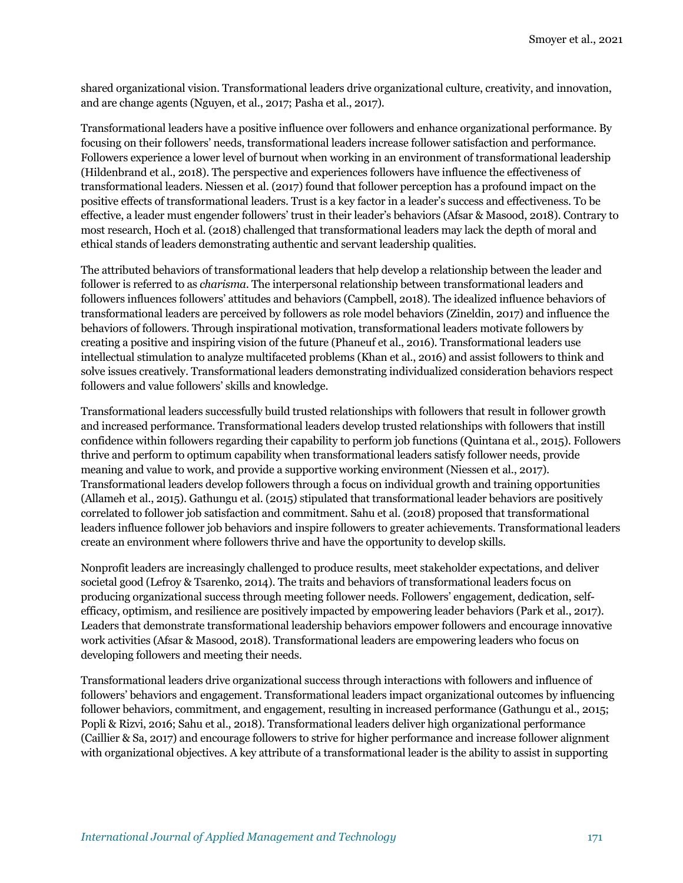shared organizational vision. Transformational leaders drive organizational culture, creativity, and innovation, and are change agents (Nguyen, et al., 2017; Pasha et al., 2017).

Transformational leaders have a positive influence over followers and enhance organizational performance. By focusing on their followers' needs, transformational leaders increase follower satisfaction and performance. Followers experience a lower level of burnout when working in an environment of transformational leadership (Hildenbrand et al., 2018). The perspective and experiences followers have influence the effectiveness of transformational leaders. Niessen et al. (2017) found that follower perception has a profound impact on the positive effects of transformational leaders. Trust is a key factor in a leader's success and effectiveness. To be effective, a leader must engender followers' trust in their leader's behaviors (Afsar & Masood, 2018). Contrary to most research, Hoch et al. (2018) challenged that transformational leaders may lack the depth of moral and ethical stands of leaders demonstrating authentic and servant leadership qualities.

The attributed behaviors of transformational leaders that help develop a relationship between the leader and follower is referred to as *charisma*. The interpersonal relationship between transformational leaders and followers influences followers' attitudes and behaviors (Campbell, 2018). The idealized influence behaviors of transformational leaders are perceived by followers as role model behaviors (Zineldin, 2017) and influence the behaviors of followers. Through inspirational motivation, transformational leaders motivate followers by creating a positive and inspiring vision of the future (Phaneuf et al., 2016). Transformational leaders use intellectual stimulation to analyze multifaceted problems (Khan et al., 2016) and assist followers to think and solve issues creatively. Transformational leaders demonstrating individualized consideration behaviors respect followers and value followers' skills and knowledge.

Transformational leaders successfully build trusted relationships with followers that result in follower growth and increased performance. Transformational leaders develop trusted relationships with followers that instill confidence within followers regarding their capability to perform job functions (Quintana et al., 2015). Followers thrive and perform to optimum capability when transformational leaders satisfy follower needs, provide meaning and value to work, and provide a supportive working environment (Niessen et al., 2017). Transformational leaders develop followers through a focus on individual growth and training opportunities (Allameh et al., 2015). Gathungu et al. (2015) stipulated that transformational leader behaviors are positively correlated to follower job satisfaction and commitment. Sahu et al. (2018) proposed that transformational leaders influence follower job behaviors and inspire followers to greater achievements. Transformational leaders create an environment where followers thrive and have the opportunity to develop skills.

Nonprofit leaders are increasingly challenged to produce results, meet stakeholder expectations, and deliver societal good (Lefroy & Tsarenko, 2014). The traits and behaviors of transformational leaders focus on producing organizational success through meeting follower needs. Followers' engagement, dedication, self-efficacy, optimism, and resilience are positively impacted by empowering leader behaviors (Park et al., 2017). Leaders that demonstrate transformational leadership behaviors empower followers and encourage innovative work activities (Afsar & Masood, 2018). Transformational leaders are empowering leaders who focus on developing followers and meeting their needs.

Transformational leaders drive organizational success through interactions with followers and influence of followers' behaviors and engagement. Transformational leaders impact organizational outcomes by influencing follower behaviors, commitment, and engagement, resulting in increased performance (Gathungu et al., 2015; Popli & Rizvi, 2016; Sahu et al., 2018). Transformational leaders deliver high organizational performance (Caillier & Sa, 2017) and encourage followers to strive for higher performance and increase follower alignment with organizational objectives. A key attribute of a transformational leader is the ability to assist in supporting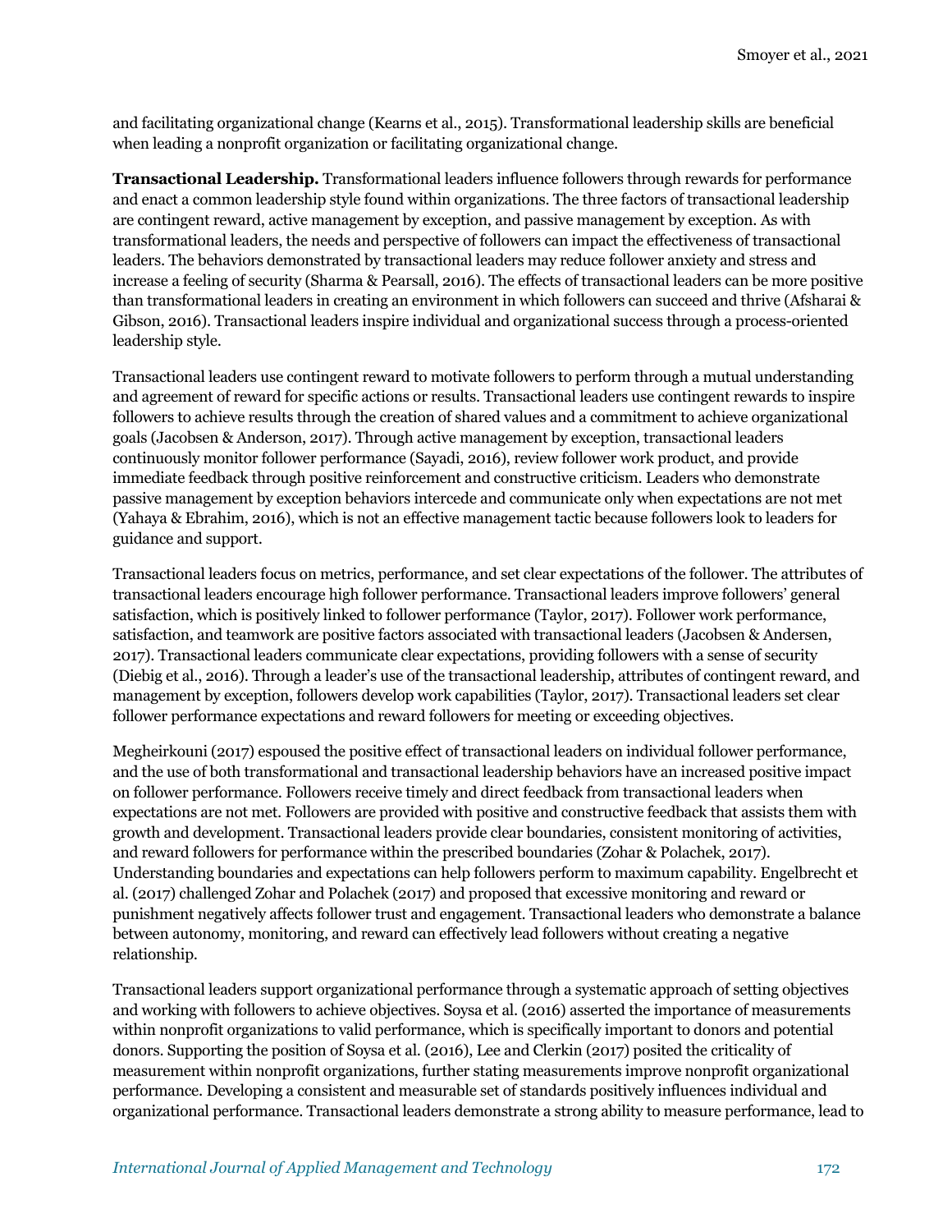and facilitating organizational change (Kearns et al., 2015). Transformational leadership skills are beneficial when leading a nonprofit organization or facilitating organizational change.

**Transactional Leadership.** Transformational leaders influence followers through rewards for performance and enact a common leadership style found within organizations. The three factors of transactional leadership are contingent reward, active management by exception, and passive management by exception. As with transformational leaders, the needs and perspective of followers can impact the effectiveness of transactional leaders. The behaviors demonstrated by transactional leaders may reduce follower anxiety and stress and increase a feeling of security (Sharma & Pearsall, 2016). The effects of transactional leaders can be more positive than transformational leaders in creating an environment in which followers can succeed and thrive (Afsharai & Gibson, 2016). Transactional leaders inspire individual and organizational success through a process-oriented leadership style.

Transactional leaders use contingent reward to motivate followers to perform through a mutual understanding and agreement of reward for specific actions or results. Transactional leaders use contingent rewards to inspire followers to achieve results through the creation of shared values and a commitment to achieve organizational goals (Jacobsen & Anderson, 2017). Through active management by exception, transactional leaders continuously monitor follower performance (Sayadi, 2016), review follower work product, and provide immediate feedback through positive reinforcement and constructive criticism. Leaders who demonstrate passive management by exception behaviors intercede and communicate only when expectations are not met (Yahaya & Ebrahim, 2016), which is not an effective management tactic because followers look to leaders for guidance and support.

Transactional leaders focus on metrics, performance, and set clear expectations of the follower. The attributes of transactional leaders encourage high follower performance. Transactional leaders improve followers' general satisfaction, which is positively linked to follower performance (Taylor, 2017). Follower work performance, satisfaction, and teamwork are positive factors associated with transactional leaders (Jacobsen & Andersen, 2017). Transactional leaders communicate clear expectations, providing followers with a sense of security (Diebig et al., 2016). Through a leader's use of the transactional leadership, attributes of contingent reward, and management by exception, followers develop work capabilities (Taylor, 2017). Transactional leaders set clear follower performance expectations and reward followers for meeting or exceeding objectives.

Megheirkouni (2017) espoused the positive effect of transactional leaders on individual follower performance, and the use of both transformational and transactional leadership behaviors have an increased positive impact on follower performance. Followers receive timely and direct feedback from transactional leaders when expectations are not met. Followers are provided with positive and constructive feedback that assists them with growth and development. Transactional leaders provide clear boundaries, consistent monitoring of activities, and reward followers for performance within the prescribed boundaries (Zohar & Polachek, 2017). Understanding boundaries and expectations can help followers perform to maximum capability. Engelbrecht et al. (2017) challenged Zohar and Polachek (2017) and proposed that excessive monitoring and reward or punishment negatively affects follower trust and engagement. Transactional leaders who demonstrate a balance between autonomy, monitoring, and reward can effectively lead followers without creating a negative relationship.

Transactional leaders support organizational performance through a systematic approach of setting objectives and working with followers to achieve objectives. Soysa et al. (2016) asserted the importance of measurements within nonprofit organizations to valid performance, which is specifically important to donors and potential donors. Supporting the position of Soysa et al. (2016), Lee and Clerkin (2017) posited the criticality of measurement within nonprofit organizations, further stating measurements improve nonprofit organizational performance. Developing a consistent and measurable set of standards positively influences individual and organizational performance. Transactional leaders demonstrate a strong ability to measure performance, lead to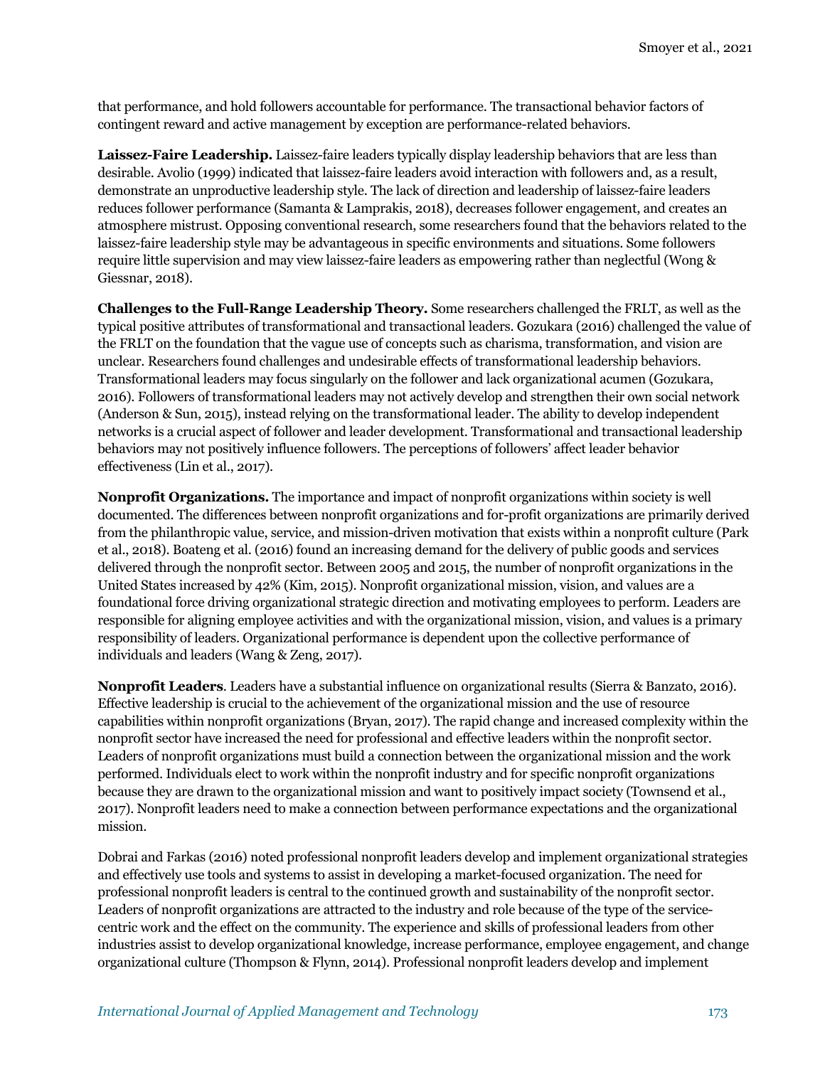that performance, and hold followers accountable for performance. The transactional behavior factors of contingent reward and active management by exception are performance-related behaviors.

**Laissez-Faire Leadership.** Laissez-faire leaders typically display leadership behaviors that are less than desirable. Avolio (1999) indicated that laissez-faire leaders avoid interaction with followers and, as a result, demonstrate an unproductive leadership style. The lack of direction and leadership of laissez-faire leaders reduces follower performance (Samanta & Lamprakis, 2018), decreases follower engagement, and creates an atmosphere mistrust. Opposing conventional research, some researchers found that the behaviors related to the laissez-faire leadership style may be advantageous in specific environments and situations. Some followers require little supervision and may view laissez-faire leaders as empowering rather than neglectful (Wong & Giessnar, 2018).

**Challenges to the Full-Range Leadership Theory.** Some researchers challenged the FRLT, as well as the typical positive attributes of transformational and transactional leaders. Gozukara (2016) challenged the value of the FRLT on the foundation that the vague use of concepts such as charisma, transformation, and vision are unclear. Researchers found challenges and undesirable effects of transformational leadership behaviors. Transformational leaders may focus singularly on the follower and lack organizational acumen (Gozukara, 2016). Followers of transformational leaders may not actively develop and strengthen their own social network (Anderson & Sun, 2015), instead relying on the transformational leader. The ability to develop independent networks is a crucial aspect of follower and leader development. Transformational and transactional leadership behaviors may not positively influence followers. The perceptions of followers' affect leader behavior effectiveness (Lin et al., 2017).

**Nonprofit Organizations.** The importance and impact of nonprofit organizations within society is well documented. The differences between nonprofit organizations and for-profit organizations are primarily derived from the philanthropic value, service, and mission-driven motivation that exists within a nonprofit culture (Park et al., 2018). Boateng et al. (2016) found an increasing demand for the delivery of public goods and services delivered through the nonprofit sector. Between 2005 and 2015, the number of nonprofit organizations in the United States increased by 42% (Kim, 2015). Nonprofit organizational mission, vision, and values are a foundational force driving organizational strategic direction and motivating employees to perform. Leaders are responsible for aligning employee activities and with the organizational mission, vision, and values is a primary responsibility of leaders. Organizational performance is dependent upon the collective performance of individuals and leaders (Wang & Zeng, 2017).

**Nonprofit Leaders**. Leaders have a substantial influence on organizational results (Sierra & Banzato, 2016). Effective leadership is crucial to the achievement of the organizational mission and the use of resource capabilities within nonprofit organizations (Bryan, 2017). The rapid change and increased complexity within the nonprofit sector have increased the need for professional and effective leaders within the nonprofit sector. Leaders of nonprofit organizations must build a connection between the organizational mission and the work performed. Individuals elect to work within the nonprofit industry and for specific nonprofit organizations because they are drawn to the organizational mission and want to positively impact society (Townsend et al., 2017). Nonprofit leaders need to make a connection between performance expectations and the organizational mission.

Dobrai and Farkas (2016) noted professional nonprofit leaders develop and implement organizational strategies and effectively use tools and systems to assist in developing a market-focused organization. The need for professional nonprofit leaders is central to the continued growth and sustainability of the nonprofit sector. Leaders of nonprofit organizations are attracted to the industry and role because of the type of the service-centric work and the effect on the community. The experience and skills of professional leaders from other industries assist to develop organizational knowledge, increase performance, employee engagement, and change organizational culture (Thompson & Flynn, 2014). Professional nonprofit leaders develop and implement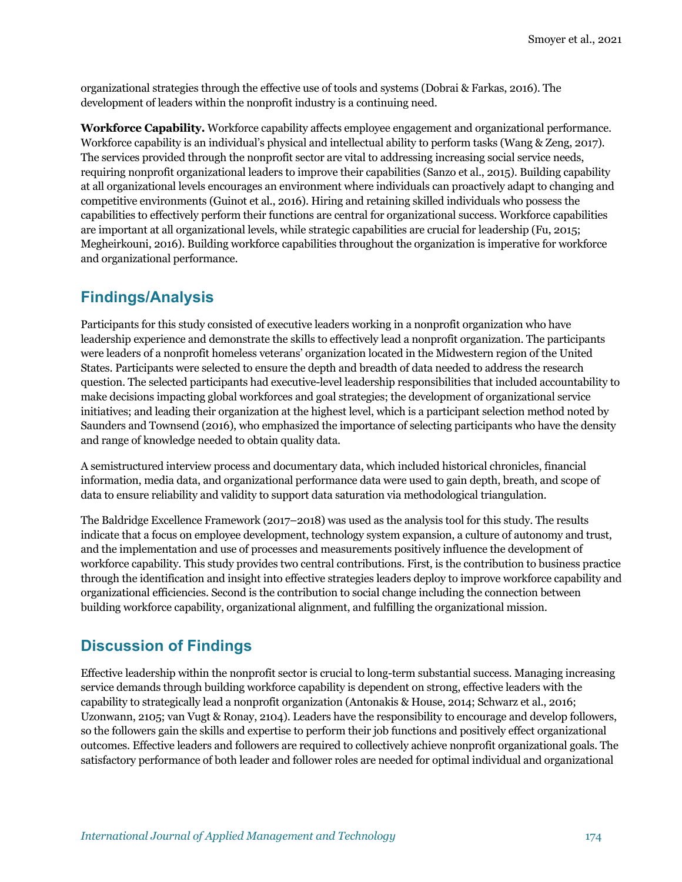organizational strategies through the effective use of tools and systems (Dobrai & Farkas, 2016). The development of leaders within the nonprofit industry is a continuing need.

**Workforce Capability.** Workforce capability affects employee engagement and organizational performance. Workforce capability is an individual's physical and intellectual ability to perform tasks (Wang & Zeng, 2017). The services provided through the nonprofit sector are vital to addressing increasing social service needs, requiring nonprofit organizational leaders to improve their capabilities (Sanzo et al., 2015). Building capability at all organizational levels encourages an environment where individuals can proactively adapt to changing and competitive environments (Guinot et al., 2016). Hiring and retaining skilled individuals who possess the capabilities to effectively perform their functions are central for organizational success. Workforce capabilities are important at all organizational levels, while strategic capabilities are crucial for leadership (Fu, 2015; Megheirkouni, 2016). Building workforce capabilities throughout the organization is imperative for workforce and organizational performance.

## Findings/Analysis

Participants for this study consisted of executive leaders working in a nonprofit organization who have leadership experience and demonstrate the skills to effectively lead a nonprofit organization. The participants were leaders of a nonprofit homeless veterans' organization located in the Midwestern region of the United States. Participants were selected to ensure the depth and breadth of data needed to address the research question. The selected participants had executive-level leadership responsibilities that included accountability to make decisions impacting global workforces and goal strategies; the development of organizational service initiatives; and leading their organization at the highest level, which is a participant selection method noted by Saunders and Townsend (2016), who emphasized the importance of selecting participants who have the density and range of knowledge needed to obtain quality data.

A semistructured interview process and documentary data, which included historical chronicles, financial information, media data, and organizational performance data were used to gain depth, breath, and scope of data to ensure reliability and validity to support data saturation via methodological triangulation.

The Baldridge Excellence Framework (2017–2018) was used as the analysis tool for this study. The results indicate that a focus on employee development, technology system expansion, a culture of autonomy and trust, and the implementation and use of processes and measurements positively influence the development of workforce capability. This study provides two central contributions. First, is the contribution to business practice through the identification and insight into effective strategies leaders deploy to improve workforce capability and organizational efficiencies. Second is the contribution to social change including the connection between building workforce capability, organizational alignment, and fulfilling the organizational mission.

## Discussion of Findings

Effective leadership within the nonprofit sector is crucial to long-term substantial success. Managing increasing service demands through building workforce capability is dependent on strong, effective leaders with the capability to strategically lead a nonprofit organization (Antonakis & House, 2014; Schwarz et al., 2016; Uzonwann, 2105; van Vugt & Ronay, 2104). Leaders have the responsibility to encourage and develop followers, so the followers gain the skills and expertise to perform their job functions and positively effect organizational outcomes. Effective leaders and followers are required to collectively achieve nonprofit organizational goals. The satisfactory performance of both leader and follower roles are needed for optimal individual and organizational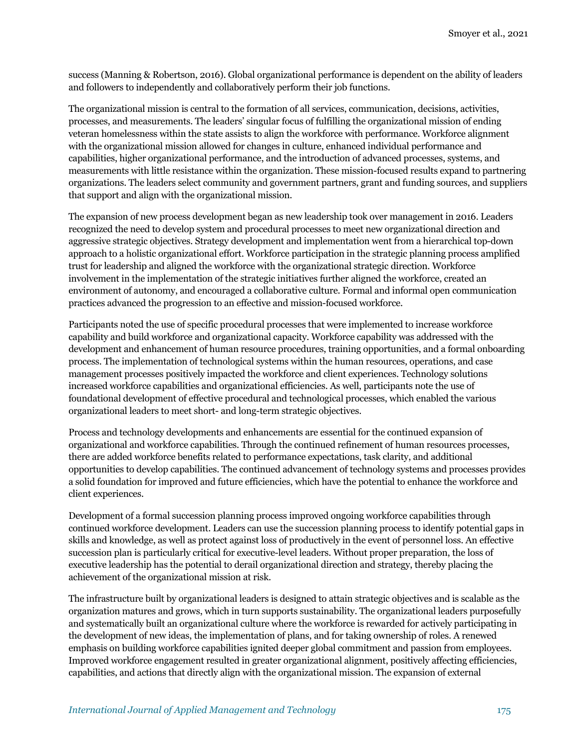success (Manning & Robertson, 2016). Global organizational performance is dependent on the ability of leaders and followers to independently and collaboratively perform their job functions.

The organizational mission is central to the formation of all services, communication, decisions, activities, processes, and measurements. The leaders' singular focus of fulfilling the organizational mission of ending veteran homelessness within the state assists to align the workforce with performance. Workforce alignment with the organizational mission allowed for changes in culture, enhanced individual performance and capabilities, higher organizational performance, and the introduction of advanced processes, systems, and measurements with little resistance within the organization. These mission-focused results expand to partnering organizations. The leaders select community and government partners, grant and funding sources, and suppliers that support and align with the organizational mission.

The expansion of new process development began as new leadership took over management in 2016. Leaders recognized the need to develop system and procedural processes to meet new organizational direction and aggressive strategic objectives. Strategy development and implementation went from a hierarchical top-down approach to a holistic organizational effort. Workforce participation in the strategic planning process amplified trust for leadership and aligned the workforce with the organizational strategic direction. Workforce involvement in the implementation of the strategic initiatives further aligned the workforce, created an environment of autonomy, and encouraged a collaborative culture. Formal and informal open communication practices advanced the progression to an effective and mission-focused workforce.

Participants noted the use of specific procedural processes that were implemented to increase workforce capability and build workforce and organizational capacity. Workforce capability was addressed with the development and enhancement of human resource procedures, training opportunities, and a formal onboarding process. The implementation of technological systems within the human resources, operations, and case management processes positively impacted the workforce and client experiences. Technology solutions increased workforce capabilities and organizational efficiencies. As well, participants note the use of foundational development of effective procedural and technological processes, which enabled the various organizational leaders to meet short- and long-term strategic objectives.

Process and technology developments and enhancements are essential for the continued expansion of organizational and workforce capabilities. Through the continued refinement of human resources processes, there are added workforce benefits related to performance expectations, task clarity, and additional opportunities to develop capabilities. The continued advancement of technology systems and processes provides a solid foundation for improved and future efficiencies, which have the potential to enhance the workforce and client experiences.

Development of a formal succession planning process improved ongoing workforce capabilities through continued workforce development. Leaders can use the succession planning process to identify potential gaps in skills and knowledge, as well as protect against loss of productively in the event of personnel loss. An effective succession plan is particularly critical for executive-level leaders. Without proper preparation, the loss of executive leadership has the potential to derail organizational direction and strategy, thereby placing the achievement of the organizational mission at risk.

The infrastructure built by organizational leaders is designed to attain strategic objectives and is scalable as the organization matures and grows, which in turn supports sustainability. The organizational leaders purposefully and systematically built an organizational culture where the workforce is rewarded for actively participating in the development of new ideas, the implementation of plans, and for taking ownership of roles. A renewed emphasis on building workforce capabilities ignited deeper global commitment and passion from employees. Improved workforce engagement resulted in greater organizational alignment, positively affecting efficiencies, capabilities, and actions that directly align with the organizational mission. The expansion of external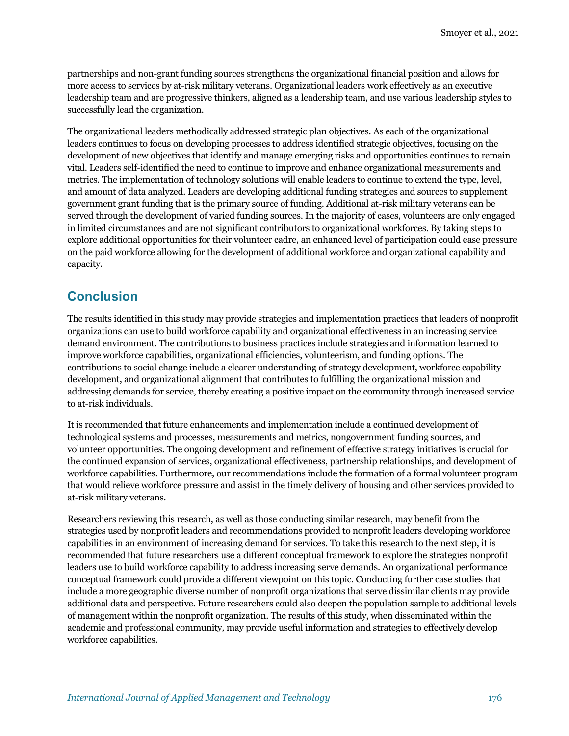partnerships and non-grant funding sources strengthens the organizational financial position and allows for more access to services by at-risk military veterans. Organizational leaders work effectively as an executive leadership team and are progressive thinkers, aligned as a leadership team, and use various leadership styles to successfully lead the organization.

The organizational leaders methodically addressed strategic plan objectives. As each of the organizational leaders continues to focus on developing processes to address identified strategic objectives, focusing on the development of new objectives that identify and manage emerging risks and opportunities continues to remain vital. Leaders self-identified the need to continue to improve and enhance organizational measurements and metrics. The implementation of technology solutions will enable leaders to continue to extend the type, level, and amount of data analyzed. Leaders are developing additional funding strategies and sources to supplement government grant funding that is the primary source of funding. Additional at-risk military veterans can be served through the development of varied funding sources. In the majority of cases, volunteers are only engaged in limited circumstances and are not significant contributors to organizational workforces. By taking steps to explore additional opportunities for their volunteer cadre, an enhanced level of participation could ease pressure on the paid workforce allowing for the development of additional workforce and organizational capability and capacity.

## Conclusion

The results identified in this study may provide strategies and implementation practices that leaders of nonprofit organizations can use to build workforce capability and organizational effectiveness in an increasing service demand environment. The contributions to business practices include strategies and information learned to improve workforce capabilities, organizational efficiencies, volunteerism, and funding options. The contributions to social change include a clearer understanding of strategy development, workforce capability development, and organizational alignment that contributes to fulfilling the organizational mission and addressing demands for service, thereby creating a positive impact on the community through increased service to at-risk individuals.

It is recommended that future enhancements and implementation include a continued development of technological systems and processes, measurements and metrics, nongovernment funding sources, and volunteer opportunities. The ongoing development and refinement of effective strategy initiatives is crucial for the continued expansion of services, organizational effectiveness, partnership relationships, and development of workforce capabilities. Furthermore, our recommendations include the formation of a formal volunteer program that would relieve workforce pressure and assist in the timely delivery of housing and other services provided to at-risk military veterans.

Researchers reviewing this research, as well as those conducting similar research, may benefit from the strategies used by nonprofit leaders and recommendations provided to nonprofit leaders developing workforce capabilities in an environment of increasing demand for services. To take this research to the next step, it is recommended that future researchers use a different conceptual framework to explore the strategies nonprofit leaders use to build workforce capability to address increasing serve demands. An organizational performance conceptual framework could provide a different viewpoint on this topic. Conducting further case studies that include a more geographic diverse number of nonprofit organizations that serve dissimilar clients may provide additional data and perspective. Future researchers could also deepen the population sample to additional levels of management within the nonprofit organization. The results of this study, when disseminated within the academic and professional community, may provide useful information and strategies to effectively develop workforce capabilities.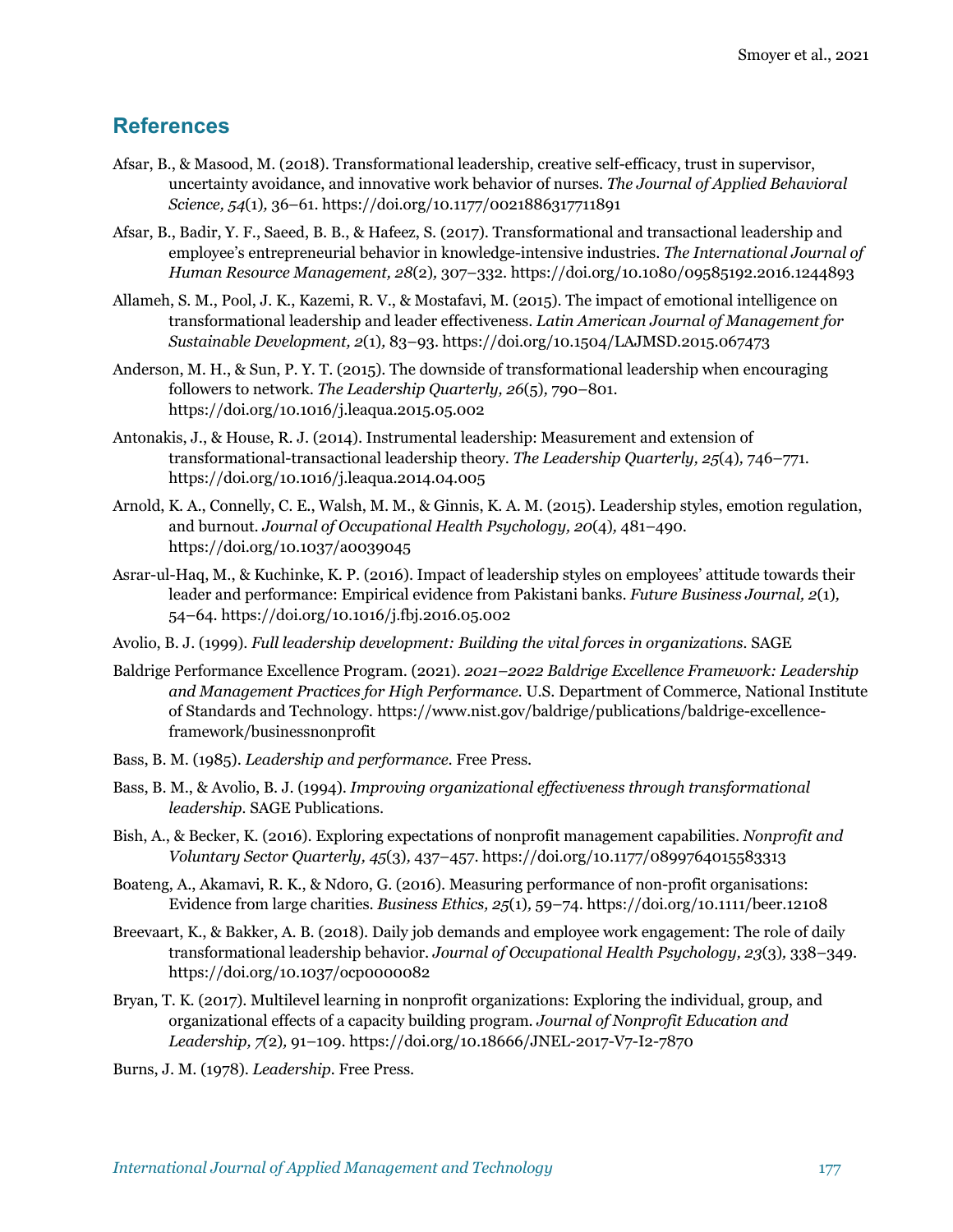## References

Afsar, B., & Masood, M. (2018). Transformational leadership, creative self-efficacy, trust in supervisor, uncertainty avoidance, and innovative work behavior of nurses. *The Journal of Applied Behavioral Science, 54*(1), 36–61. https://doi.org/10.1177/0021886317711891

Afsar, B., Badir, Y. F., Saeed, B. B., & Hafeez, S. (2017). Transformational and transactional leadership and employee's entrepreneurial behavior in knowledge-intensive industries. *The International Journal of Human Resource Management, 28*(2), 307–332. https://doi.org/10.1080/09585192.2016.1244893

Allameh, S. M., Pool, J. K., Kazemi, R. V., & Mostafavi, M. (2015). The impact of emotional intelligence on transformational leadership and leader effectiveness. *Latin American Journal of Management for Sustainable Development, 2*(1), 83–93. https://doi.org/10.1504/LAJMSD.2015.067473

Anderson, M. H., & Sun, P. Y. T. (2015). The downside of transformational leadership when encouraging followers to network. *The Leadership Quarterly, 26*(5), 790–801. https://doi.org/10.1016/j.leaqua.2015.05.002

Antonakis, J., & House, R. J. (2014). Instrumental leadership: Measurement and extension of transformational-transactional leadership theory. *The Leadership Quarterly, 25*(4), 746–771. https://doi.org/10.1016/j.leaqua.2014.04.005

Arnold, K. A., Connelly, C. E., Walsh, M. M., & Ginnis, K. A. M. (2015). Leadership styles, emotion regulation, and burnout. *Journal of Occupational Health Psychology, 20*(4), 481–490. https://doi.org/10.1037/a0039045

Asrar-ul-Haq, M., & Kuchinke, K. P. (2016). Impact of leadership styles on employees' attitude towards their leader and performance: Empirical evidence from Pakistani banks. *Future Business Journal, 2*(1), 54–64. https://doi.org/10.1016/j.fbj.2016.05.002

Avolio, B. J. (1999). *Full leadership development: Building the vital forces in organizations*. SAGE

Baldrige Performance Excellence Program. (2021). *2021–2022 Baldrige Excellence Framework: Leadership and Management Practices for High Performance*. U.S. Department of Commerce, National Institute of Standards and Technology. https://www.nist.gov/baldrige/publications/baldrige-excellence-framework/businessnonprofit

Bass, B. M. (1985). *Leadership and performance*. Free Press.

Bass, B. M., & Avolio, B. J. (1994). *Improving organizational effectiveness through transformational leadership*. SAGE Publications.

Bish, A., & Becker, K. (2016). Exploring expectations of nonprofit management capabilities. *Nonprofit and Voluntary Sector Quarterly, 45*(3), 437–457. https://doi.org/10.1177/0899764015583313

Boateng, A., Akamavi, R. K., & Ndoro, G. (2016). Measuring performance of non-profit organisations: Evidence from large charities. *Business Ethics, 25*(1), 59–74. https://doi.org/10.1111/beer.12108

Breevaart, K., & Bakker, A. B. (2018). Daily job demands and employee work engagement: The role of daily transformational leadership behavior. *Journal of Occupational Health Psychology, 23*(3), 338–349. https://doi.org/10.1037/ocp0000082

Bryan, T. K. (2017). Multilevel learning in nonprofit organizations: Exploring the individual, group, and organizational effects of a capacity building program. *Journal of Nonprofit Education and Leadership, 7*(2), 91–109. https://doi.org/10.18666/JNEL-2017-V7-I2-7870

Burns, J. M. (1978). *Leadership*. Free Press.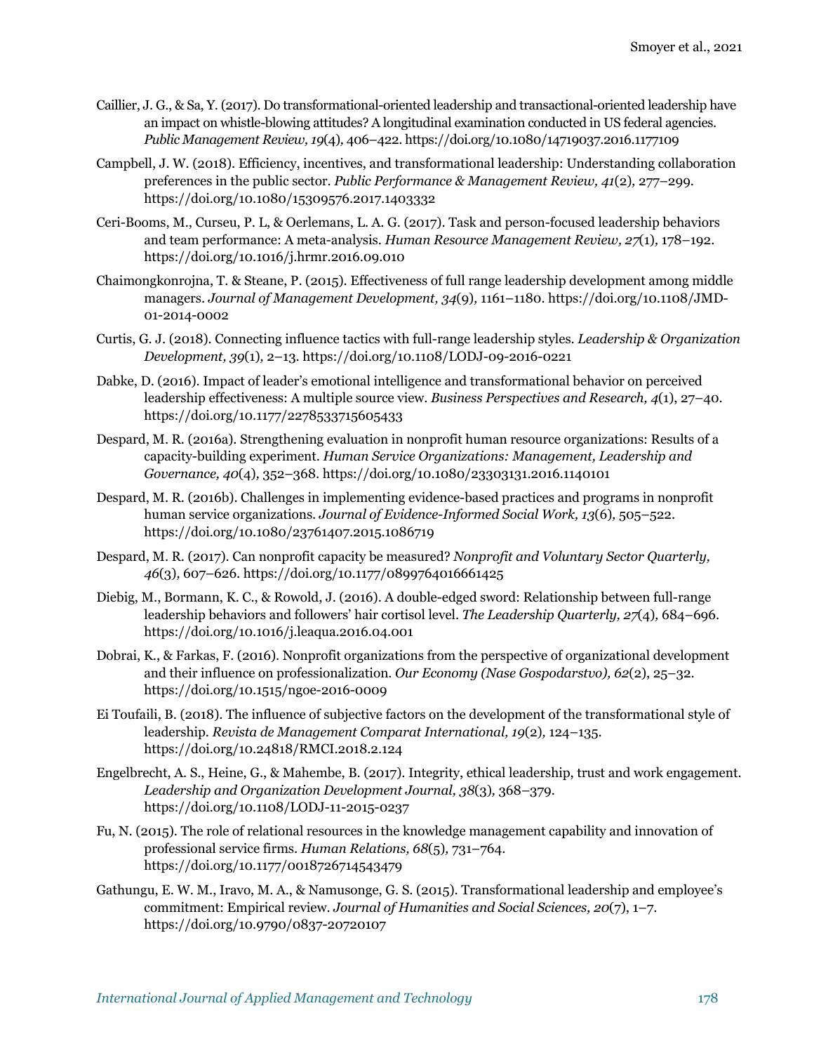Caillier, J. G., & Sa, Y. (2017). Do transformational-oriented leadership and transactional-oriented leadership have an impact on whistle-blowing attitudes? A longitudinal examination conducted in US federal agencies. *Public Management Review, 19*(4), 406–422. https://doi.org/10.1080/14719037.2016.1177109

Campbell, J. W. (2018). Efficiency, incentives, and transformational leadership: Understanding collaboration preferences in the public sector. *Public Performance & Management Review, 41*(2), 277–299. https://doi.org/10.1080/15309576.2017.1403332

Ceri-Booms, M., Curseu, P. L, & Oerlemans, L. A. G. (2017). Task and person-focused leadership behaviors and team performance: A meta-analysis. *Human Resource Management Review, 27*(1), 178–192. https://doi.org/10.1016/j.hrmr.2016.09.010

Chaimongkonrojna, T. & Steane, P. (2015). Effectiveness of full range leadership development among middle managers. *Journal of Management Development, 34*(9), 1161–1180. https://doi.org/10.1108/JMD-01-2014-0002

Curtis, G. J. (2018). Connecting influence tactics with full-range leadership styles. *Leadership & Organization Development, 39*(1), 2–13. https://doi.org/10.1108/LODJ-09-2016-0221

Dabke, D. (2016). Impact of leader's emotional intelligence and transformational behavior on perceived leadership effectiveness: A multiple source view. *Business Perspectives and Research, 4*(1), 27–40. https://doi.org/10.1177/2278533715605433

Despard, M. R. (2016a). Strengthening evaluation in nonprofit human resource organizations: Results of a capacity-building experiment. *Human Service Organizations: Management, Leadership and Governance, 40*(4), 352–368. https://doi.org/10.1080/23303131.2016.1140101

Despard, M. R. (2016b). Challenges in implementing evidence-based practices and programs in nonprofit human service organizations. *Journal of Evidence-Informed Social Work, 13*(6), 505–522. https://doi.org/10.1080/23761407.2015.1086719

Despard, M. R. (2017). Can nonprofit capacity be measured? *Nonprofit and Voluntary Sector Quarterly, 46*(3), 607–626. https://doi.org/10.1177/0899764016661425

Diebig, M., Bormann, K. C., & Rowold, J. (2016). A double-edged sword: Relationship between full-range leadership behaviors and followers' hair cortisol level. *The Leadership Quarterly, 27*(4), 684–696. https://doi.org/10.1016/j.leaqua.2016.04.001

Dobrai, K., & Farkas, F. (2016). Nonprofit organizations from the perspective of organizational development and their influence on professionalization. *Our Economy (Nase Gospodarstvo), 62*(2), 25–32. https://doi.org/10.1515/ngoe-2016-0009

Ei Toufaili, B. (2018). The influence of subjective factors on the development of the transformational style of leadership. *Revista de Management Comparat International, 19*(2), 124–135. https://doi.org/10.24818/RMCI.2018.2.124

Engelbrecht, A. S., Heine, G., & Mahembe, B. (2017). Integrity, ethical leadership, trust and work engagement. *Leadership and Organization Development Journal, 38*(3), 368–379. https://doi.org/10.1108/LODJ-11-2015-0237

Fu, N. (2015). The role of relational resources in the knowledge management capability and innovation of professional service firms. *Human Relations, 68*(5), 731–764. https://doi.org/10.1177/0018726714543479

Gathungu, E. W. M., Iravo, M. A., & Namusonge, G. S. (2015). Transformational leadership and employee's commitment: Empirical review. *Journal of Humanities and Social Sciences, 20*(7), 1–7. https://doi.org/10.9790/0837-20720107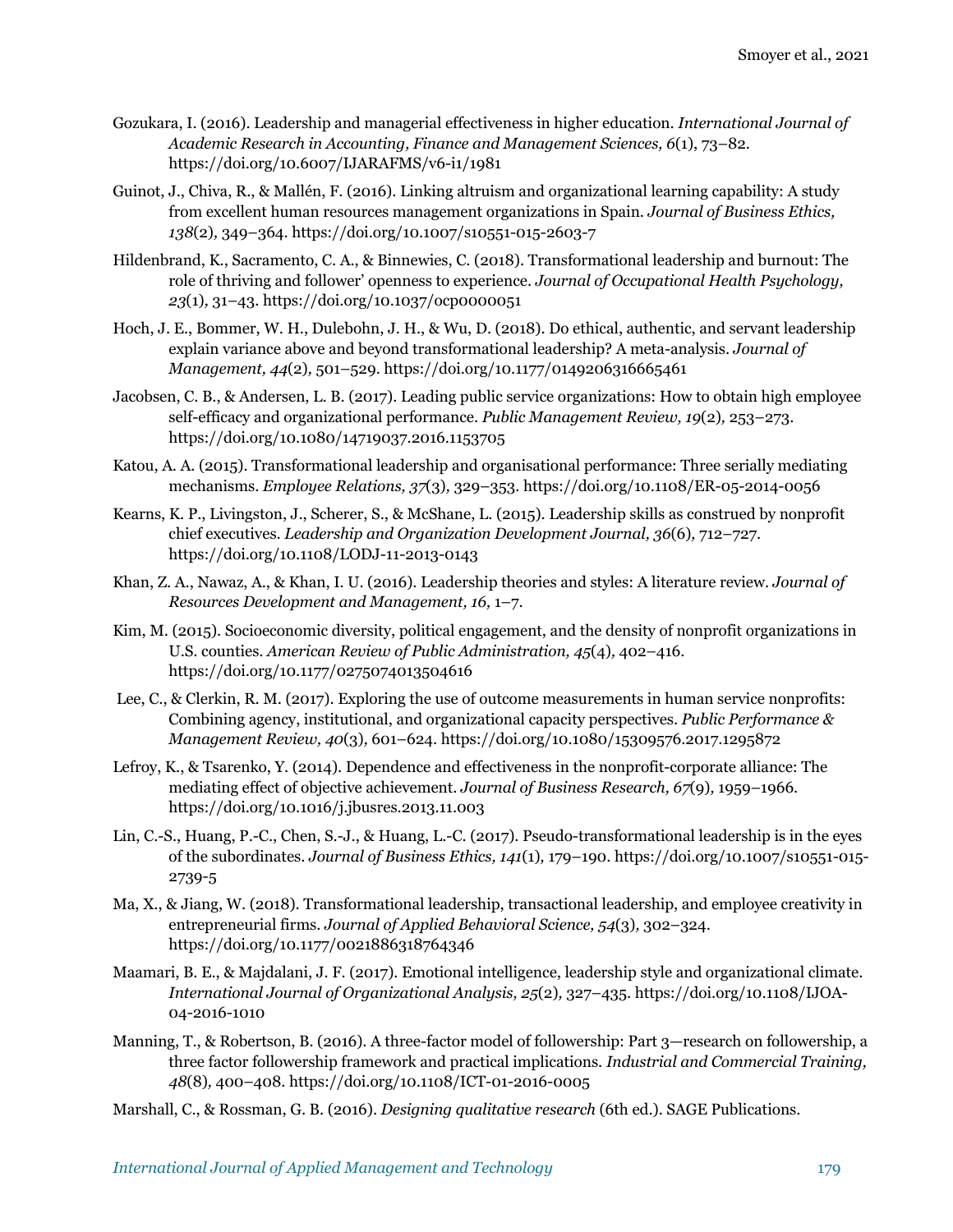Gozukara, I. (2016). Leadership and managerial effectiveness in higher education. *International Journal of Academic Research in Accounting, Finance and Management Sciences, 6*(1), 73–82. https://doi.org/10.6007/IJARAFMS/v6-i1/1981

Guinot, J., Chiva, R., & Mallén, F. (2016). Linking altruism and organizational learning capability: A study from excellent human resources management organizations in Spain. *Journal of Business Ethics, 138*(2), 349–364. https://doi.org/10.1007/s10551-015-2603-7

Hildenbrand, K., Sacramento, C. A., & Binnewies, C. (2018). Transformational leadership and burnout: The role of thriving and follower' openness to experience. *Journal of Occupational Health Psychology, 23*(1), 31–43. https://doi.org/10.1037/ocp0000051

Hoch, J. E., Bommer, W. H., Dulebohn, J. H., & Wu, D. (2018). Do ethical, authentic, and servant leadership explain variance above and beyond transformational leadership? A meta-analysis. *Journal of Management, 44*(2), 501–529. https://doi.org/10.1177/0149206316665461

Jacobsen, C. B., & Andersen, L. B. (2017). Leading public service organizations: How to obtain high employee self-efficacy and organizational performance. *Public Management Review, 19*(2), 253–273. https://doi.org/10.1080/14719037.2016.1153705

Katou, A. A. (2015). Transformational leadership and organisational performance: Three serially mediating mechanisms. *Employee Relations, 37*(3), 329–353. https://doi.org/10.1108/ER-05-2014-0056

Kearns, K. P., Livingston, J., Scherer, S., & McShane, L. (2015). Leadership skills as construed by nonprofit chief executives. *Leadership and Organization Development Journal, 36*(6), 712–727. https://doi.org/10.1108/LODJ-11-2013-0143

Khan, Z. A., Nawaz, A., & Khan, I. U. (2016). Leadership theories and styles: A literature review. *Journal of Resources Development and Management, 16,* 1–7.

Kim, M. (2015). Socioeconomic diversity, political engagement, and the density of nonprofit organizations in U.S. counties. *American Review of Public Administration, 45*(4), 402–416. https://doi.org/10.1177/0275074013504616

Lee, C., & Clerkin, R. M. (2017). Exploring the use of outcome measurements in human service nonprofits: Combining agency, institutional, and organizational capacity perspectives. *Public Performance & Management Review, 40*(3), 601–624. https://doi.org/10.1080/15309576.2017.1295872

Lefroy, K., & Tsarenko, Y. (2014). Dependence and effectiveness in the nonprofit-corporate alliance: The mediating effect of objective achievement. *Journal of Business Research, 67*(9), 1959–1966. https://doi.org/10.1016/j.jbusres.2013.11.003

Lin, C.-S., Huang, P.-C., Chen, S.-J., & Huang, L.-C. (2017). Pseudo-transformational leadership is in the eyes of the subordinates. *Journal of Business Ethics, 141*(1), 179–190. https://doi.org/10.1007/s10551-015-2739-5

Ma, X., & Jiang, W. (2018). Transformational leadership, transactional leadership, and employee creativity in entrepreneurial firms. *Journal of Applied Behavioral Science, 54*(3), 302–324. https://doi.org/10.1177/0021886318764346

Maamari, B. E., & Majdalani, J. F. (2017). Emotional intelligence, leadership style and organizational climate. *International Journal of Organizational Analysis, 25*(2), 327–435. https://doi.org/10.1108/IJOA-04-2016-1010

Manning, T., & Robertson, B. (2016). A three-factor model of followership: Part 3—research on followership, a three factor followership framework and practical implications. *Industrial and Commercial Training, 48*(8), 400–408. https://doi.org/10.1108/ICT-01-2016-0005

Marshall, C., & Rossman, G. B. (2016). *Designing qualitative research* (6th ed.). SAGE Publications.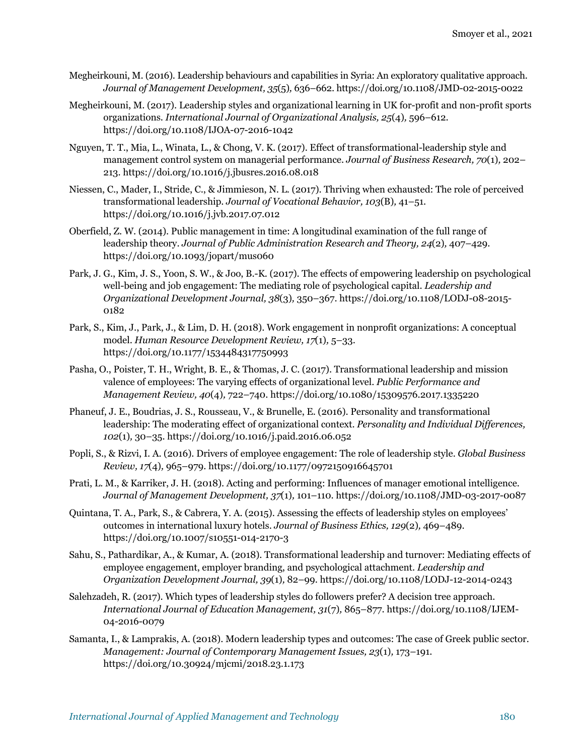Megheirkouni, M. (2016). Leadership behaviours and capabilities in Syria: An exploratory qualitative approach. *Journal of Management Development, 35*(5), 636–662. https://doi.org/10.1108/JMD-02-2015-0022

Megheirkouni, M. (2017). Leadership styles and organizational learning in UK for-profit and non-profit sports organizations. *International Journal of Organizational Analysis, 25*(4), 596–612. https://doi.org/10.1108/IJOA-07-2016-1042

Nguyen, T. T., Mia, L., Winata, L., & Chong, V. K. (2017). Effect of transformational-leadership style and management control system on managerial performance. *Journal of Business Research, 70*(1), 202–213. https://doi.org/10.1016/j.jbusres.2016.08.018

Niessen, C., Mader, I., Stride, C., & Jimmieson, N. L. (2017). Thriving when exhausted: The role of perceived transformational leadership. *Journal of Vocational Behavior, 103*(B), 41–51. https://doi.org/10.1016/j.jvb.2017.07.012

Oberfield, Z. W. (2014). Public management in time: A longitudinal examination of the full range of leadership theory. *Journal of Public Administration Research and Theory, 24*(2), 407–429. https://doi.org/10.1093/jopart/mus060

Park, J. G., Kim, J. S., Yoon, S. W., & Joo, B.-K. (2017). The effects of empowering leadership on psychological well-being and job engagement: The mediating role of psychological capital. *Leadership and Organizational Development Journal, 38*(3), 350–367. https://doi.org/10.1108/LODJ-08-2015-0182

Park, S., Kim, J., Park, J., & Lim, D. H. (2018). Work engagement in nonprofit organizations: A conceptual model. *Human Resource Development Review, 17*(1), 5–33. https://doi.org/10.1177/1534484317750993

Pasha, O., Poister, T. H., Wright, B. E., & Thomas, J. C. (2017). Transformational leadership and mission valence of employees: The varying effects of organizational level. *Public Performance and Management Review, 40*(4), 722–740. https://doi.org/10.1080/15309576.2017.1335220

Phaneuf, J. E., Boudrias, J. S., Rousseau, V., & Brunelle, E. (2016). Personality and transformational leadership: The moderating effect of organizational context. *Personality and Individual Differences, 102*(1), 30–35. https://doi.org/10.1016/j.paid.2016.06.052

Popli, S., & Rizvi, I. A. (2016). Drivers of employee engagement: The role of leadership style. *Global Business Review, 17*(4), 965–979. https://doi.org/10.1177/0972150916645701

Prati, L. M., & Karriker, J. H. (2018). Acting and performing: Influences of manager emotional intelligence. *Journal of Management Development, 37*(1), 101–110. https://doi.org/10.1108/JMD-03-2017-0087

Quintana, T. A., Park, S., & Cabrera, Y. A. (2015). Assessing the effects of leadership styles on employees' outcomes in international luxury hotels. *Journal of Business Ethics, 129*(2), 469–489. https://doi.org/10.1007/s10551-014-2170-3

Sahu, S., Pathardikar, A., & Kumar, A. (2018). Transformational leadership and turnover: Mediating effects of employee engagement, employer branding, and psychological attachment. *Leadership and Organization Development Journal, 39*(1), 82–99. https://doi.org/10.1108/LODJ-12-2014-0243

Salehzadeh, R. (2017). Which types of leadership styles do followers prefer? A decision tree approach. *International Journal of Education Management, 31*(7), 865–877. https://doi.org/10.1108/IJEM-04-2016-0079

Samanta, I., & Lamprakis, A. (2018). Modern leadership types and outcomes: The case of Greek public sector. *Management: Journal of Contemporary Management Issues, 23*(1), 173–191. https://doi.org/10.30924/mjcmi/2018.23.1.173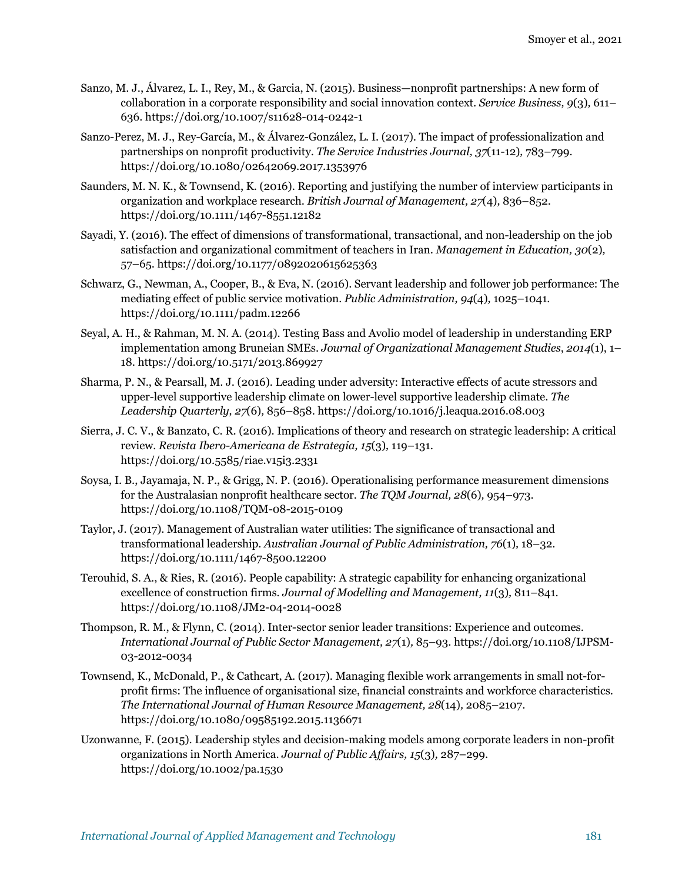Sanzo, M. J., Álvarez, L. I., Rey, M., & Garcia, N. (2015). Business—nonprofit partnerships: A new form of collaboration in a corporate responsibility and social innovation context. *Service Business, 9*(3), 611–636. https://doi.org/10.1007/s11628-014-0242-1

Sanzo-Perez, M. J., Rey-García, M., & Álvarez-González, L. I. (2017). The impact of professionalization and partnerships on nonprofit productivity. *The Service Industries Journal, 37*(11-12), 783–799. https://doi.org/10.1080/02642069.2017.1353976

Saunders, M. N. K., & Townsend, K. (2016). Reporting and justifying the number of interview participants in organization and workplace research. *British Journal of Management, 27*(4), 836–852. https://doi.org/10.1111/1467-8551.12182

Sayadi, Y. (2016). The effect of dimensions of transformational, transactional, and non-leadership on the job satisfaction and organizational commitment of teachers in Iran. *Management in Education, 30*(2), 57–65. https://doi.org/10.1177/0892020615625363

Schwarz, G., Newman, A., Cooper, B., & Eva, N. (2016). Servant leadership and follower job performance: The mediating effect of public service motivation. *Public Administration, 94*(4), 1025–1041. https://doi.org/10.1111/padm.12266

Seyal, A. H., & Rahman, M. N. A. (2014). Testing Bass and Avolio model of leadership in understanding ERP implementation among Bruneian SMEs. *Journal of Organizational Management Studies*, *2014*(1), 1–18. https://doi.org/10.5171/2013.869927

Sharma, P. N., & Pearsall, M. J. (2016). Leading under adversity: Interactive effects of acute stressors and upper-level supportive leadership climate on lower-level supportive leadership climate. *The Leadership Quarterly, 27*(6), 856–858. https://doi.org/10.1016/j.leaqua.2016.08.003

Sierra, J. C. V., & Banzato, C. R. (2016). Implications of theory and research on strategic leadership: A critical review. *Revista Ibero-Americana de Estrategia, 15*(3), 119–131. https://doi.org/10.5585/riae.v15i3.2331

Soysa, I. B., Jayamaja, N. P., & Grigg, N. P. (2016). Operationalising performance measurement dimensions for the Australasian nonprofit healthcare sector. *The TQM Journal, 28*(6), 954–973. https://doi.org/10.1108/TQM-08-2015-0109

Taylor, J. (2017). Management of Australian water utilities: The significance of transactional and transformational leadership. *Australian Journal of Public Administration, 76*(1), 18–32. https://doi.org/10.1111/1467-8500.12200

Terouhid, S. A., & Ries, R. (2016). People capability: A strategic capability for enhancing organizational excellence of construction firms. *Journal of Modelling and Management, 11*(3), 811–841. https://doi.org/10.1108/JM2-04-2014-0028

Thompson, R. M., & Flynn, C. (2014). Inter-sector senior leader transitions: Experience and outcomes. *International Journal of Public Sector Management, 27*(1), 85–93. https://doi.org/10.1108/IJPSM-03-2012-0034

Townsend, K., McDonald, P., & Cathcart, A. (2017). Managing flexible work arrangements in small not-for-profit firms: The influence of organisational size, financial constraints and workforce characteristics. *The International Journal of Human Resource Management, 28*(14), 2085–2107. https://doi.org/10.1080/09585192.2015.1136671

Uzonwanne, F. (2015). Leadership styles and decision-making models among corporate leaders in non-profit organizations in North America. *Journal of Public Affairs, 15*(3), 287–299. https://doi.org/10.1002/pa.1530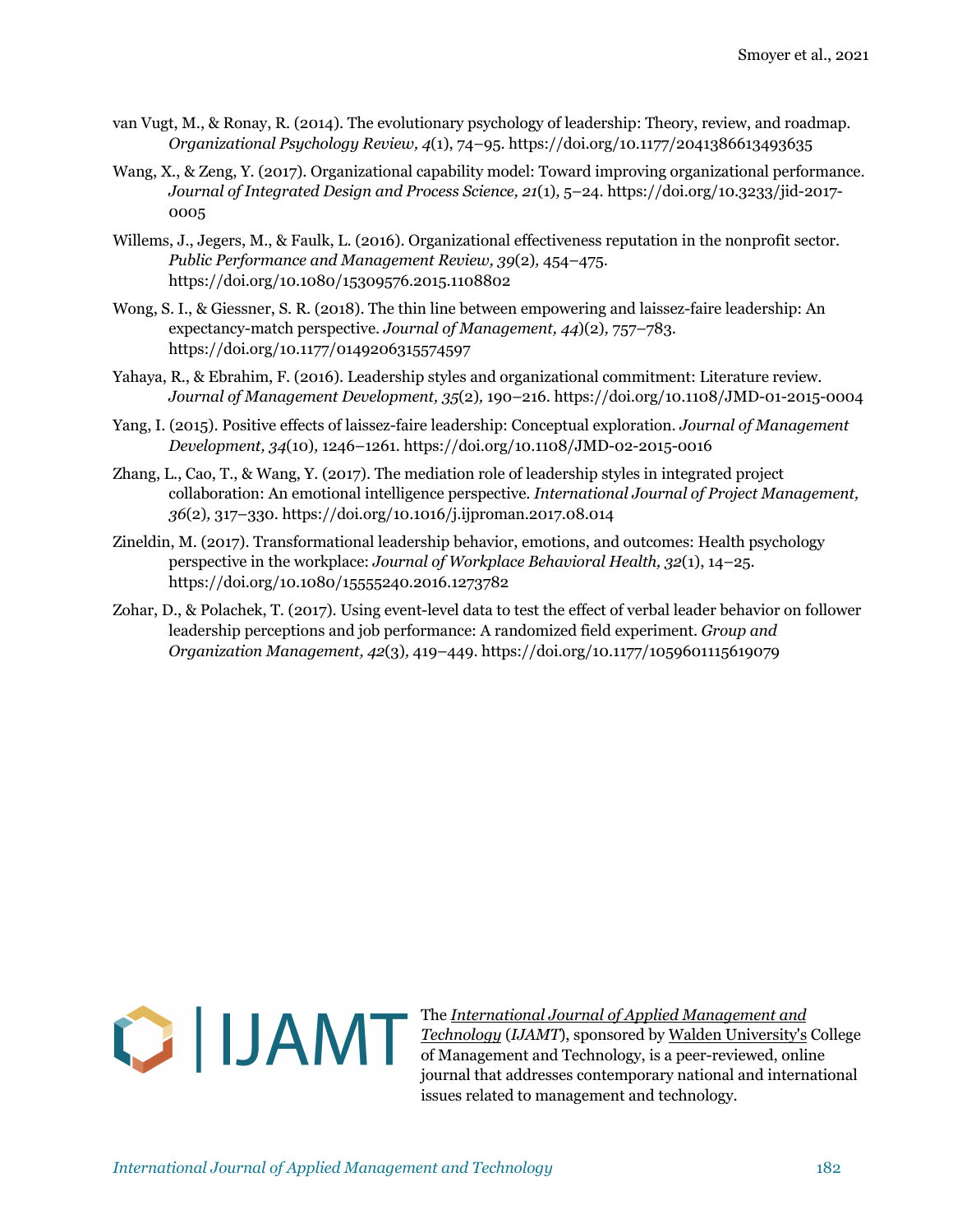van Vugt, M., & Ronay, R. (2014). The evolutionary psychology of leadership: Theory, review, and roadmap. *Organizational Psychology Review, 4*(1), 74–95. https://doi.org/10.1177/2041386613493635

Wang, X., & Zeng, Y. (2017). Organizational capability model: Toward improving organizational performance. *Journal of Integrated Design and Process Science, 21*(1)*,* 5–24. https://doi.org/10.3233/jid-2017-0005

Willems, J., Jegers, M., & Faulk, L. (2016). Organizational effectiveness reputation in the nonprofit sector. *Public Performance and Management Review, 39*(2)*,* 454–475. https://doi.org/10.1080/15309576.2015.1108802

Wong, S. I., & Giessner, S. R. (2018). The thin line between empowering and laissez-faire leadership: An expectancy-match perspective. *Journal of Management, 44*)(2)*,* 757–783. https://doi.org/10.1177/0149206315574597

Yahaya, R., & Ebrahim, F. (2016). Leadership styles and organizational commitment: Literature review. *Journal of Management Development, 35*(2)*,* 190–216. https://doi.org/10.1108/JMD-01-2015-0004

Yang, I. (2015). Positive effects of laissez-faire leadership: Conceptual exploration. *Journal of Management Development, 34*(10)*,* 1246–1261. https://doi.org/10.1108/JMD-02-2015-0016

Zhang, L., Cao, T., & Wang, Y. (2017). The mediation role of leadership styles in integrated project collaboration: An emotional intelligence perspective. *International Journal of Project Management, 36*(2)*,* 317–330. https://doi.org/10.1016/j.ijproman.2017.08.014

Zineldin, M. (2017). Transformational leadership behavior, emotions, and outcomes: Health psychology perspective in the workplace: *Journal of Workplace Behavioral Health, 32*(1), 14–25. https://doi.org/10.1080/15555240.2016.1273782

Zohar, D., & Polachek, T. (2017). Using event-level data to test the effect of verbal leader behavior on follower leadership perceptions and job performance: A randomized field experiment. *Group and Organization Management, 42*(3)*,* 419–449. https://doi.org/10.1177/1059601115619079

IJAMT

The *International Journal of Applied Management and Technology* (*IJAMT*), sponsored by Walden University's College of Management and Technology, is a peer-reviewed, online journal that addresses contemporary national and international issues related to management and technology.